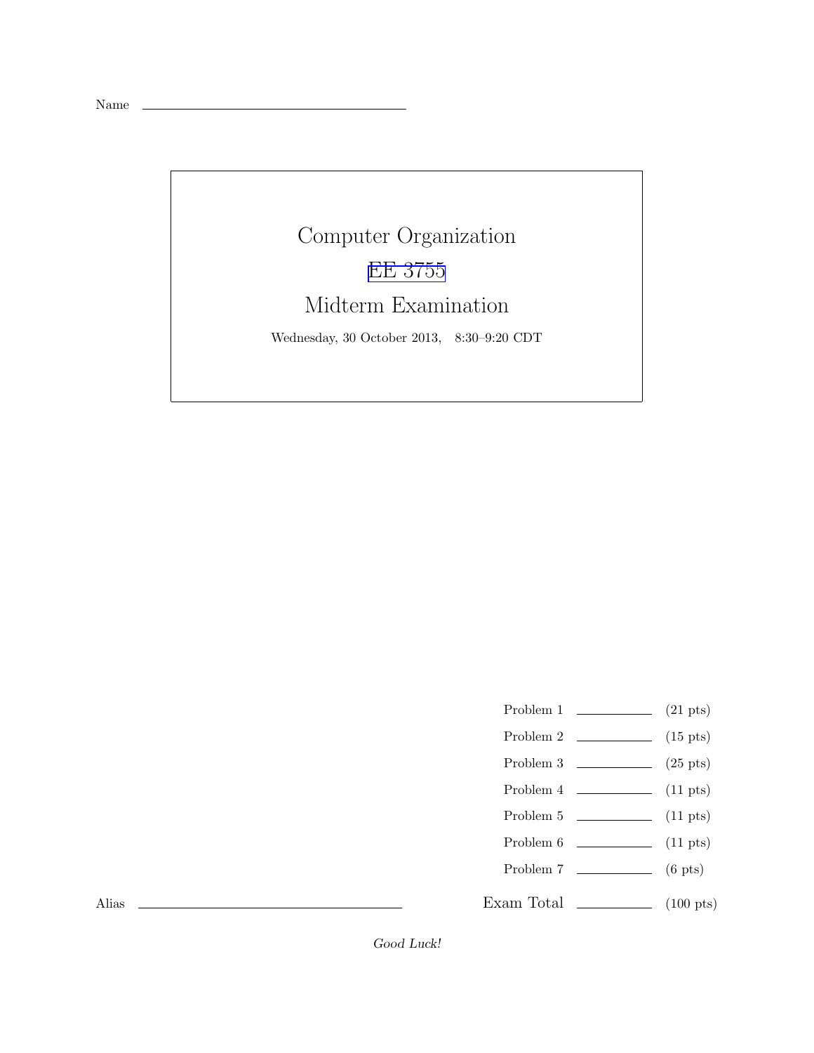Name \_\_\_\_\_\_\_\_\_\_\_\_\_\_\_\_\_\_\_\_\_\_\_\_\_\_\_\_\_\_

# Computer Organization

## EE 3755

## Midterm Examination

Wednesday, 30 October 2013, 8:30–9:20 CDT

| | | |
|---|---|---|
| Problem 1 | \_\_\_\_\_\_\_\_ | (21 pts) |
| Problem 2 | \_\_\_\_\_\_\_\_ | (15 pts) |
| Problem 3 | \_\_\_\_\_\_\_\_ | (25 pts) |
| Problem 4 | \_\_\_\_\_\_\_\_ | (11 pts) |
| Problem 5 | \_\_\_\_\_\_\_\_ | (11 pts) |
| Problem 6 | \_\_\_\_\_\_\_\_ | (11 pts) |
| Problem 7 | \_\_\_\_\_\_\_\_ | (6 pts) |
| Exam Total | \_\_\_\_\_\_\_\_ | (100 pts) |

Alias \_\_\_\_\_\_\_\_\_\_\_\_\_\_\_\_\_\_\_\_\_\_\_\_\_\_\_\_\_\_

*Good Luck!*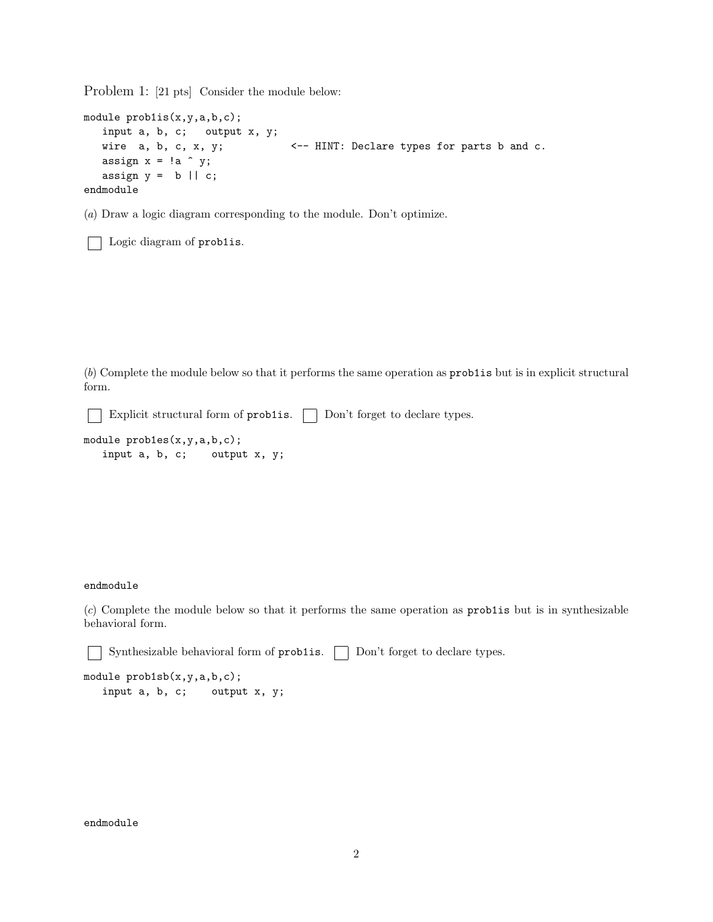Problem 1: [21 pts] Consider the module below:

```
module prob1is(x,y,a,b,c);
   input a, b, c;   output x, y;
   wire  a, b, c, x, y;           <-- HINT: Declare types for parts b and c.
   assign x = !a ^ y;
   assign y =  b || c;
endmodule
```

(*a*) Draw a logic diagram corresponding to the module. Don't optimize.

☐ Logic diagram of `prob1is`.

(*b*) Complete the module below so that it performs the same operation as `prob1is` but is in explicit structural form.

☐ Explicit structural form of `prob1is`. ☐ Don't forget to declare types.

```
module prob1es(x,y,a,b,c);
   input a, b, c;    output x, y;






endmodule
```

(*c*) Complete the module below so that it performs the same operation as `prob1is` but is in synthesizable behavioral form.

☐ Synthesizable behavioral form of `prob1is`. ☐ Don't forget to declare types.

```
module prob1sb(x,y,a,b,c);
   input a, b, c;    output x, y;






endmodule
```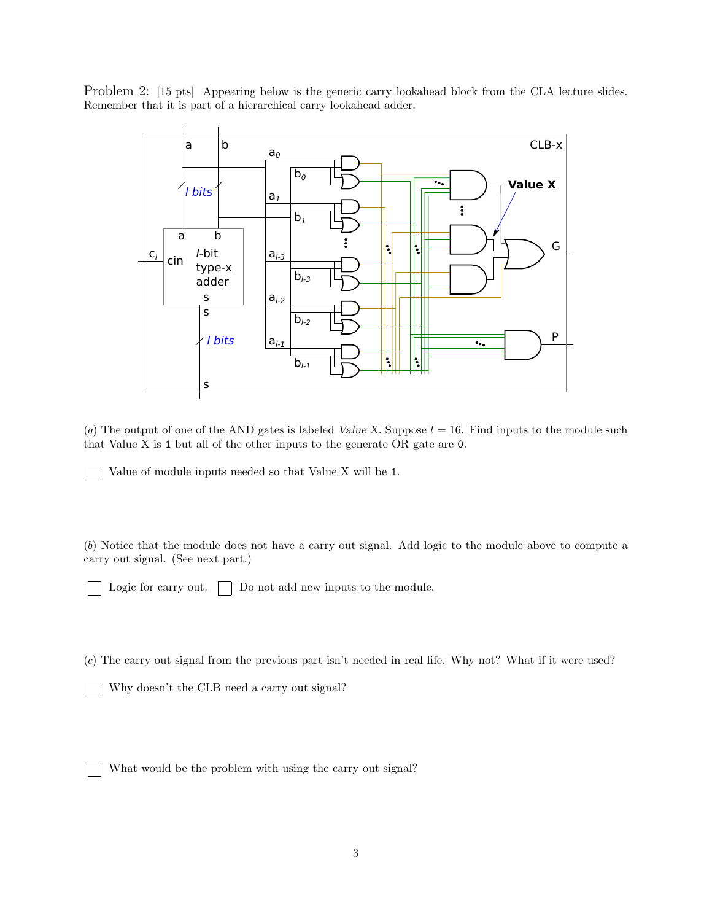Problem 2: [15 pts] Appearing below is the generic carry lookahead block from the CLA lecture slides. Remember that it is part of a hierarchical carry lookahead adder.

(*a*) The output of one of the AND gates is labeled *Value X*. Suppose $l = 16$. Find inputs to the module such that Value X is 1 but all of the other inputs to the generate OR gate are 0.

☐ Value of module inputs needed so that Value X will be 1.

(*b*) Notice that the module does not have a carry out signal. Add logic to the module above to compute a carry out signal. (See next part.)

☐ Logic for carry out. ☐ Do not add new inputs to the module.

(*c*) The carry out signal from the previous part isn't needed in real life. Why not? What if it were used?

☐ Why doesn't the CLB need a carry out signal?

☐ What would be the problem with using the carry out signal?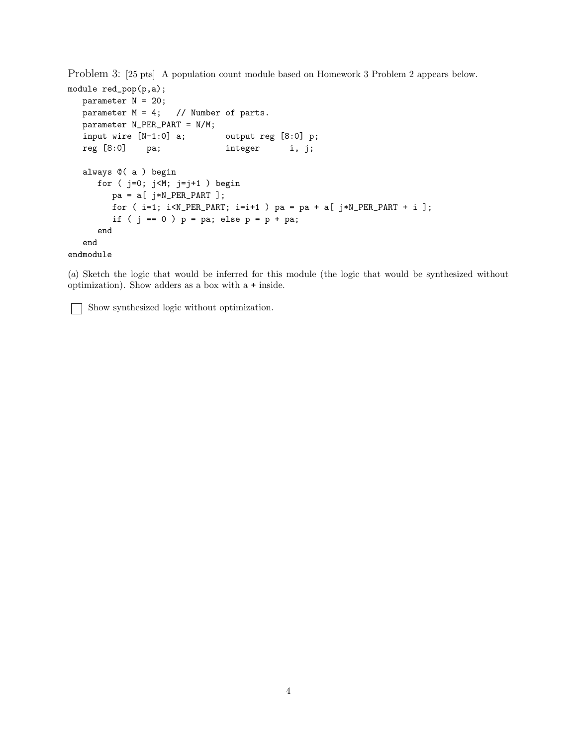Problem 3: [25 pts] A population count module based on Homework 3 Problem 2 appears below.

```
module red_pop(p,a);
   parameter N = 20;
   parameter M = 4;   // Number of parts.
   parameter N_PER_PART = N/M;
   input wire [N-1:0] a;        output reg [8:0] p;
   reg [8:0]    pa;             integer      i, j;

   always @( a ) begin
      for ( j=0; j<M; j=j+1 ) begin
         pa = a[ j*N_PER_PART ];
         for ( i=1; i<N_PER_PART; i=i+1 ) pa = pa + a[ j*N_PER_PART + i ];
         if ( j == 0 ) p = pa; else p = p + pa;
      end
   end
endmodule
```

(*a*) Sketch the logic that would be inferred for this module (the logic that would be synthesized without optimization). Show adders as a box with a + inside.

☐ Show synthesized logic without optimization.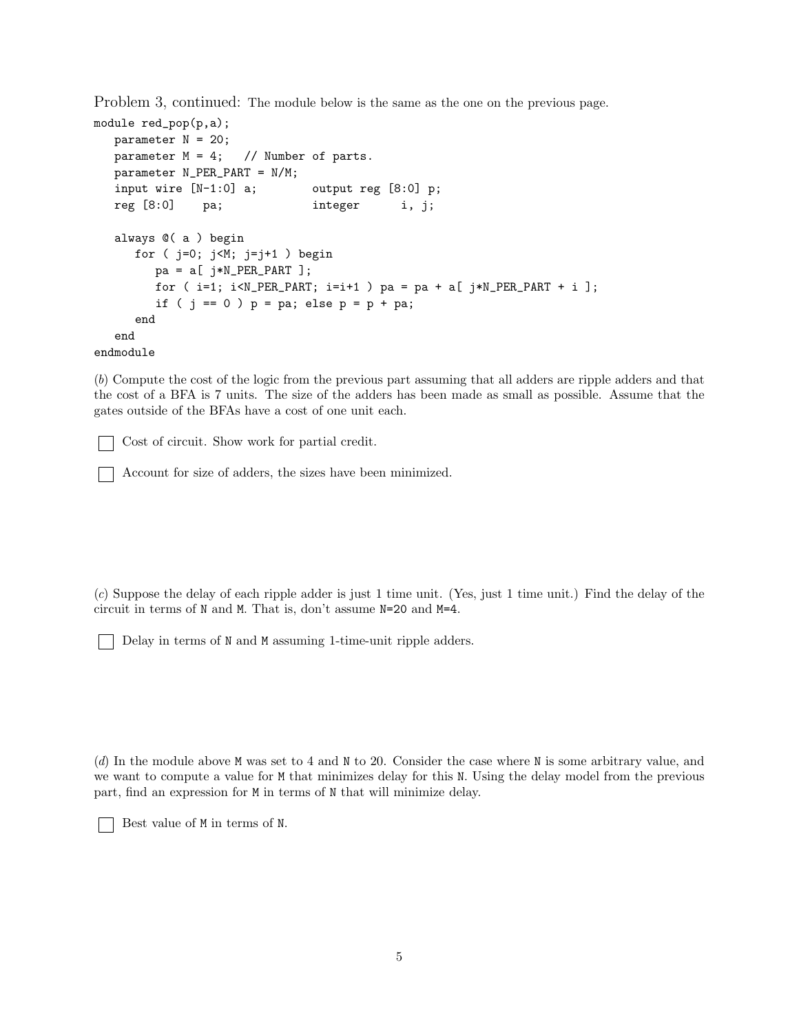Problem 3, continued: The module below is the same as the one on the previous page.

```
module red_pop(p,a);
   parameter N = 20;
   parameter M = 4;   // Number of parts.
   parameter N_PER_PART = N/M;
   input wire [N-1:0] a;        output reg [8:0] p;
   reg [8:0]    pa;             integer      i, j;

   always @( a ) begin
      for ( j=0; j<M; j=j+1 ) begin
         pa = a[ j*N_PER_PART ];
         for ( i=1; i<N_PER_PART; i=i+1 ) pa = pa + a[ j*N_PER_PART + i ];
         if ( j == 0 ) p = pa; else p = p + pa;
      end
   end
endmodule
```

(*b*) Compute the cost of the logic from the previous part assuming that all adders are ripple adders and that the cost of a BFA is 7 units. The size of the adders has been made as small as possible. Assume that the gates outside of the BFAs have a cost of one unit each.

☐ Cost of circuit. Show work for partial credit.

☐ Account for size of adders, the sizes have been minimized.

(*c*) Suppose the delay of each ripple adder is just 1 time unit. (Yes, just 1 time unit.) Find the delay of the circuit in terms of N and M. That is, don't assume N=20 and M=4.

☐ Delay in terms of N and M assuming 1-time-unit ripple adders.

(*d*) In the module above M was set to 4 and N to 20. Consider the case where N is some arbitrary value, and we want to compute a value for M that minimizes delay for this N. Using the delay model from the previous part, find an expression for M in terms of N that will minimize delay.

☐ Best value of M in terms of N.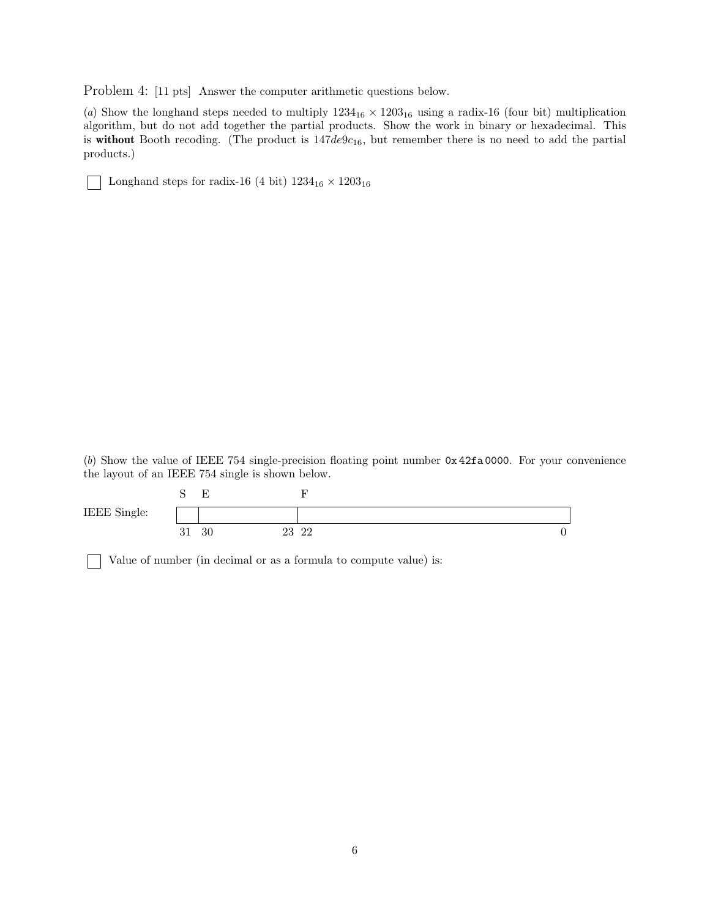Problem 4: [11 pts] Answer the computer arithmetic questions below.

(*a*) Show the longhand steps needed to multiply $1234_{16} \times 1203_{16}$ using a radix-16 (four bit) multiplication algorithm, but do not add together the partial products. Show the work in binary or hexadecimal. This is **without** Booth recoding. (The product is $147de9c_{16}$, but remember there is no need to add the partial products.)

☐ Longhand steps for radix-16 (4 bit) $1234_{16} \times 1203_{16}$

(*b*) Show the value of IEEE 754 single-precision floating point number `0x42fa0000`. For your convenience the layout of an IEEE 754 single is shown below.

| | S | E | F |
|---|---|---|---|
| IEEE Single: | | | |
| | 31 | 30 … 23 | 22 … 0 |

☐ Value of number (in decimal or as a formula to compute value) is: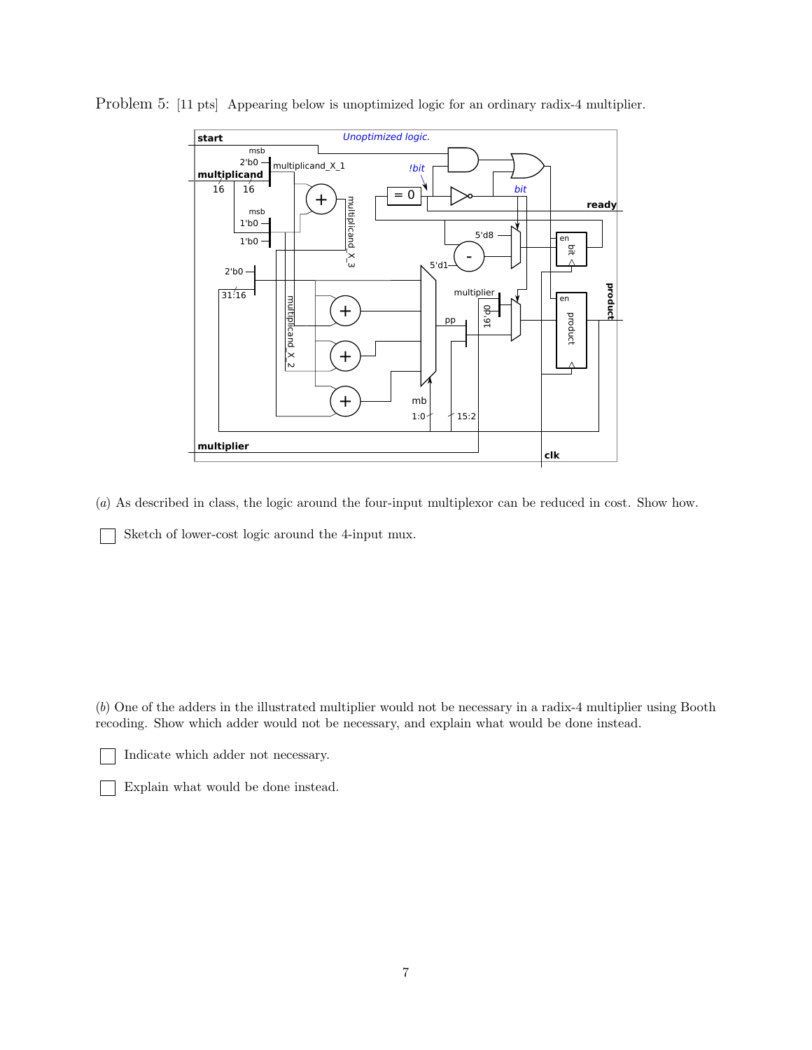Problem 5: [11 pts] Appearing below is unoptimized logic for an ordinary radix-4 multiplier.

(*a*) As described in class, the logic around the four-input multiplexor can be reduced in cost. Show how.

☐ Sketch of lower-cost logic around the 4-input mux.

(*b*) One of the adders in the illustrated multiplier would not be necessary in a radix-4 multiplier using Booth recoding. Show which adder would not be necessary, and explain what would be done instead.

☐ Indicate which adder not necessary.

☐ Explain what would be done instead.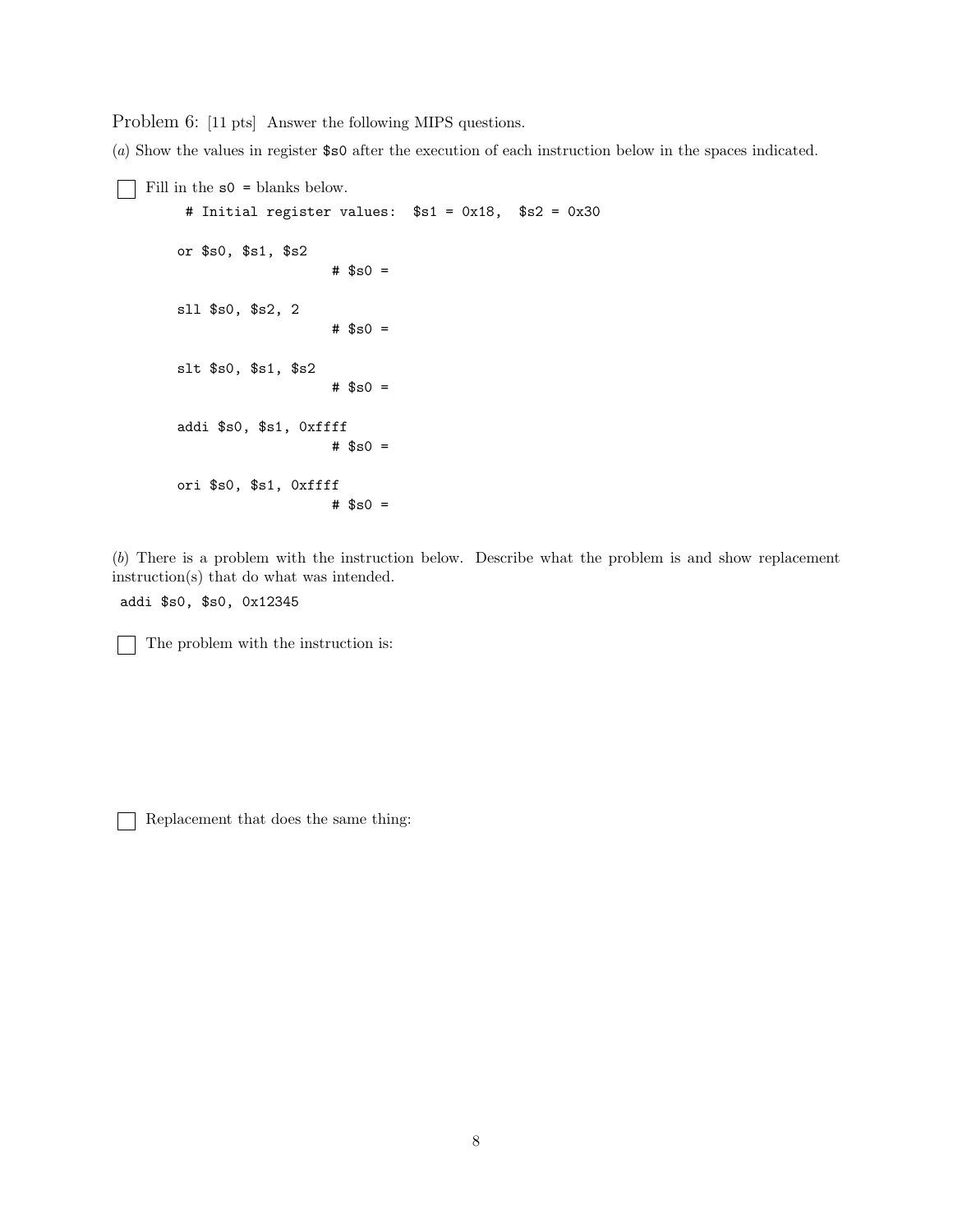Problem 6: [11 pts] Answer the following MIPS questions.

(*a*) Show the values in register `$s0` after the execution of each instruction below in the spaces indicated.

☐ Fill in the `s0 =` blanks below.

```
 # Initial register values:  $s1 = 0x18,  $s2 = 0x30

or $s0, $s1, $s2
                   # $s0 =

sll $s0, $s2, 2
                   # $s0 =

slt $s0, $s1, $s2
                   # $s0 =

addi $s0, $s1, 0xffff
                   # $s0 =

ori $s0, $s1, 0xffff
                   # $s0 =
```

(*b*) There is a problem with the instruction below. Describe what the problem is and show replacement instruction(s) that do what was intended.

```
addi $s0, $s0, 0x12345
```

☐ The problem with the instruction is:

☐ Replacement that does the same thing: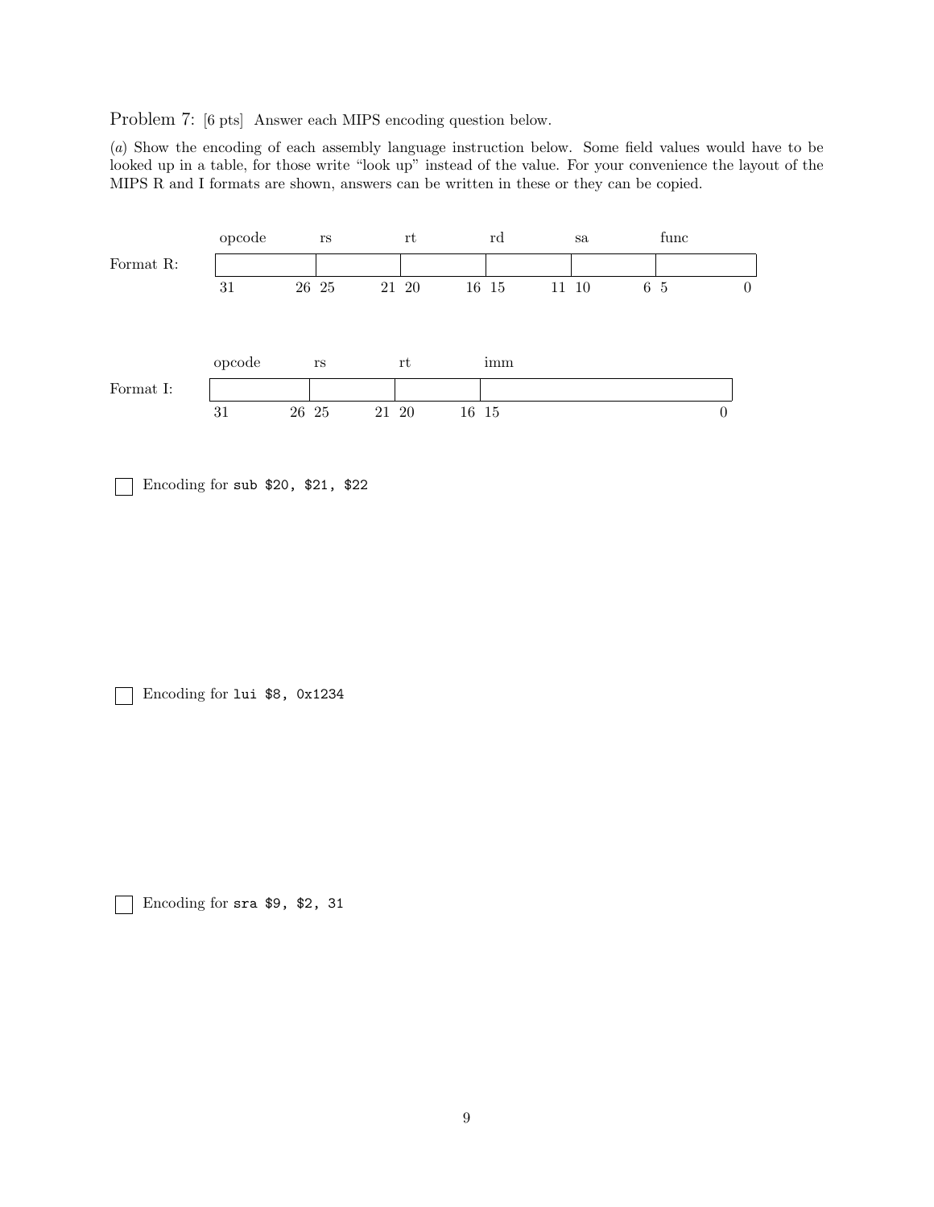Problem 7: [6 pts] Answer each MIPS encoding question below.

(*a*) Show the encoding of each assembly language instruction below. Some field values would have to be looked up in a table, for those write "look up" instead of the value. For your convenience the layout of the MIPS R and I formats are shown, answers can be written in these or they can be copied.

Format R:

| opcode | rs | rt | rd | sa | func |
|---|---|---|---|---|---|
| | | | | | |
| 31 26 | 25 21 | 20 16 | 15 11 | 10 6 | 5 0 |

Format I:

| opcode | rs | rt | imm |
|---|---|---|---|
| | | | |
| 31 26 | 25 21 | 20 16 | 15 0 |

☐ Encoding for `sub $20, $21, $22`

☐ Encoding for `lui $8, 0x1234`

☐ Encoding for `sra $9, $2, 31`